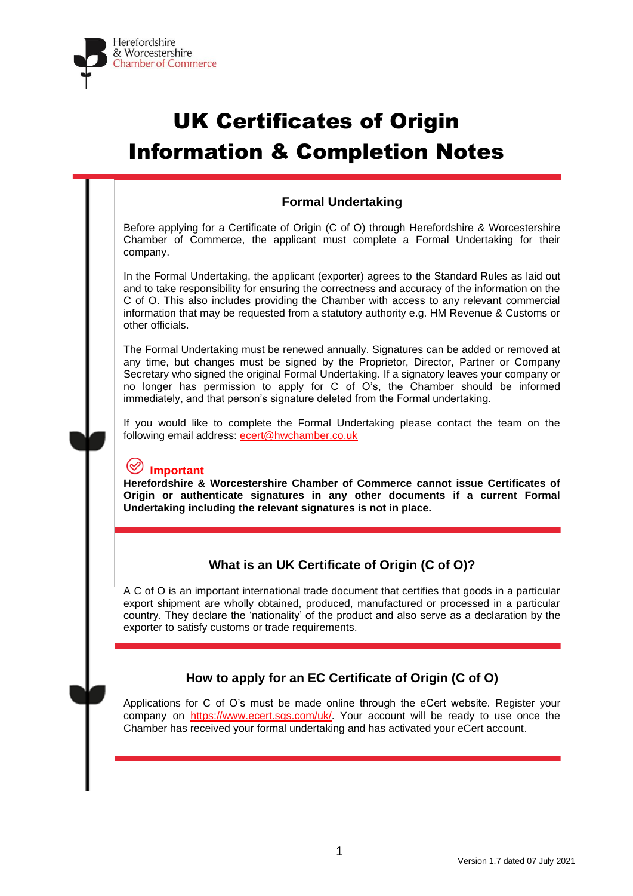Herefordshire
& Worcestershire
Chamber of Commerce

# UK Certificates of Origin Information & Completion Notes

## Formal Undertaking

Before applying for a Certificate of Origin (C of O) through Herefordshire & Worcestershire Chamber of Commerce, the applicant must complete a Formal Undertaking for their company.

In the Formal Undertaking, the applicant (exporter) agrees to the Standard Rules as laid out and to take responsibility for ensuring the correctness and accuracy of the information on the C of O. This also includes providing the Chamber with access to any relevant commercial information that may be requested from a statutory authority e.g. HM Revenue & Customs or other officials.

The Formal Undertaking must be renewed annually. Signatures can be added or removed at any time, but changes must be signed by the Proprietor, Director, Partner or Company Secretary who signed the original Formal Undertaking. If a signatory leaves your company or no longer has permission to apply for C of O's, the Chamber should be informed immediately, and that person's signature deleted from the Formal undertaking.

If you would like to complete the Formal Undertaking please contact the team on the following email address: ecert@hwchamber.co.uk

**Important**

**Herefordshire & Worcestershire Chamber of Commerce cannot issue Certificates of Origin or authenticate signatures in any other documents if a current Formal Undertaking including the relevant signatures is not in place.**

## What is an UK Certificate of Origin (C of O)?

A C of O is an important international trade document that certifies that goods in a particular export shipment are wholly obtained, produced, manufactured or processed in a particular country. They declare the 'nationality' of the product and also serve as a declaration by the exporter to satisfy customs or trade requirements.

## How to apply for an EC Certificate of Origin (C of O)

Applications for C of O's must be made online through the eCert website. Register your company on https://www.ecert.sgs.com/uk/. Your account will be ready to use once the Chamber has received your formal undertaking and has activated your eCert account.

Version 1.7 dated 07 July 2021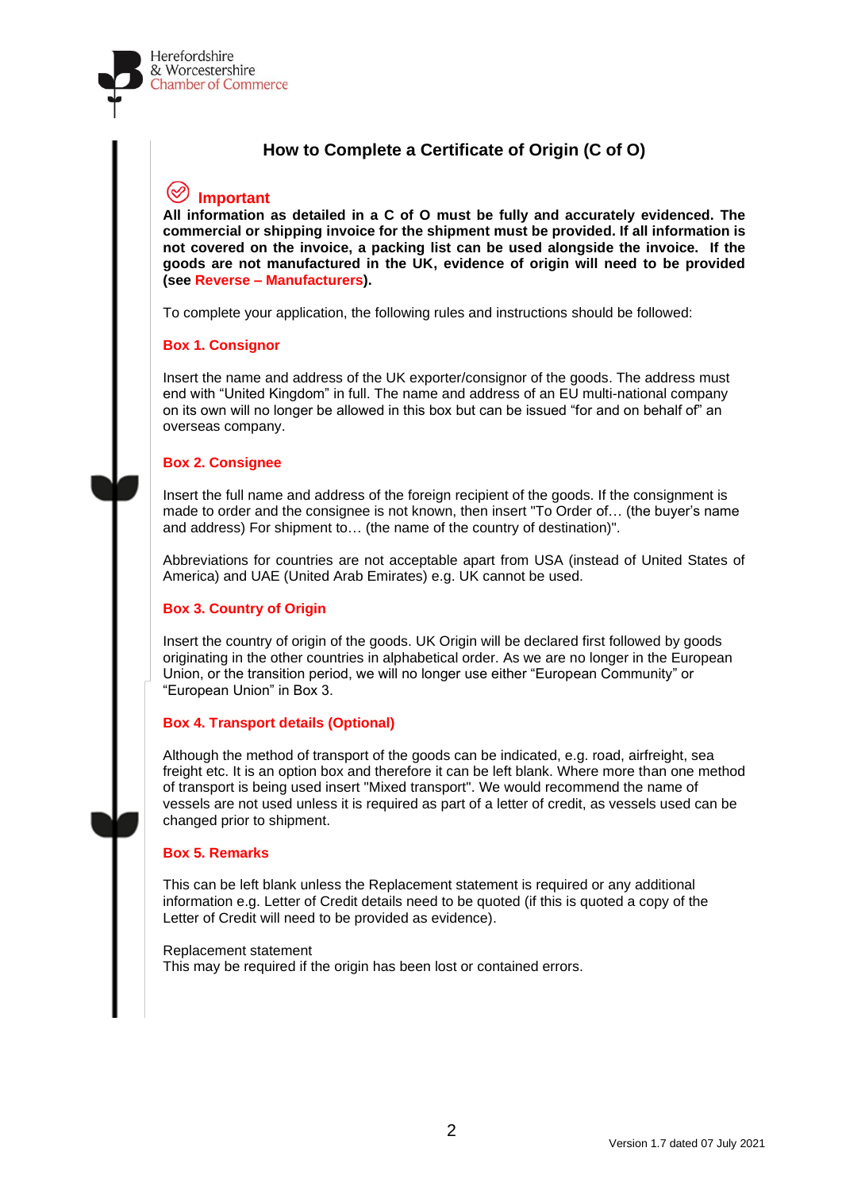# How to Complete a Certificate of Origin (C of O)

## Important

**All information as detailed in a C of O must be fully and accurately evidenced. The commercial or shipping invoice for the shipment must be provided. If all information is not covered on the invoice, a packing list can be used alongside the invoice. If the goods are not manufactured in the UK, evidence of origin will need to be provided (see Reverse – Manufacturers).**

To complete your application, the following rules and instructions should be followed:

### Box 1. Consignor

Insert the name and address of the UK exporter/consignor of the goods. The address must end with "United Kingdom" in full. The name and address of an EU multi-national company on its own will no longer be allowed in this box but can be issued "for and on behalf of" an overseas company.

### Box 2. Consignee

Insert the full name and address of the foreign recipient of the goods. If the consignment is made to order and the consignee is not known, then insert "To Order of… (the buyer's name and address) For shipment to… (the name of the country of destination)".

Abbreviations for countries are not acceptable apart from USA (instead of United States of America) and UAE (United Arab Emirates) e.g. UK cannot be used.

### Box 3. Country of Origin

Insert the country of origin of the goods. UK Origin will be declared first followed by goods originating in the other countries in alphabetical order. As we are no longer in the European Union, or the transition period, we will no longer use either "European Community" or "European Union" in Box 3.

### Box 4. Transport details (Optional)

Although the method of transport of the goods can be indicated, e.g. road, airfreight, sea freight etc. It is an option box and therefore it can be left blank. Where more than one method of transport is being used insert "Mixed transport". We would recommend the name of vessels are not used unless it is required as part of a letter of credit, as vessels used can be changed prior to shipment.

### Box 5. Remarks

This can be left blank unless the Replacement statement is required or any additional information e.g. Letter of Credit details need to be quoted (if this is quoted a copy of the Letter of Credit will need to be provided as evidence).

Replacement statement
This may be required if the origin has been lost or contained errors.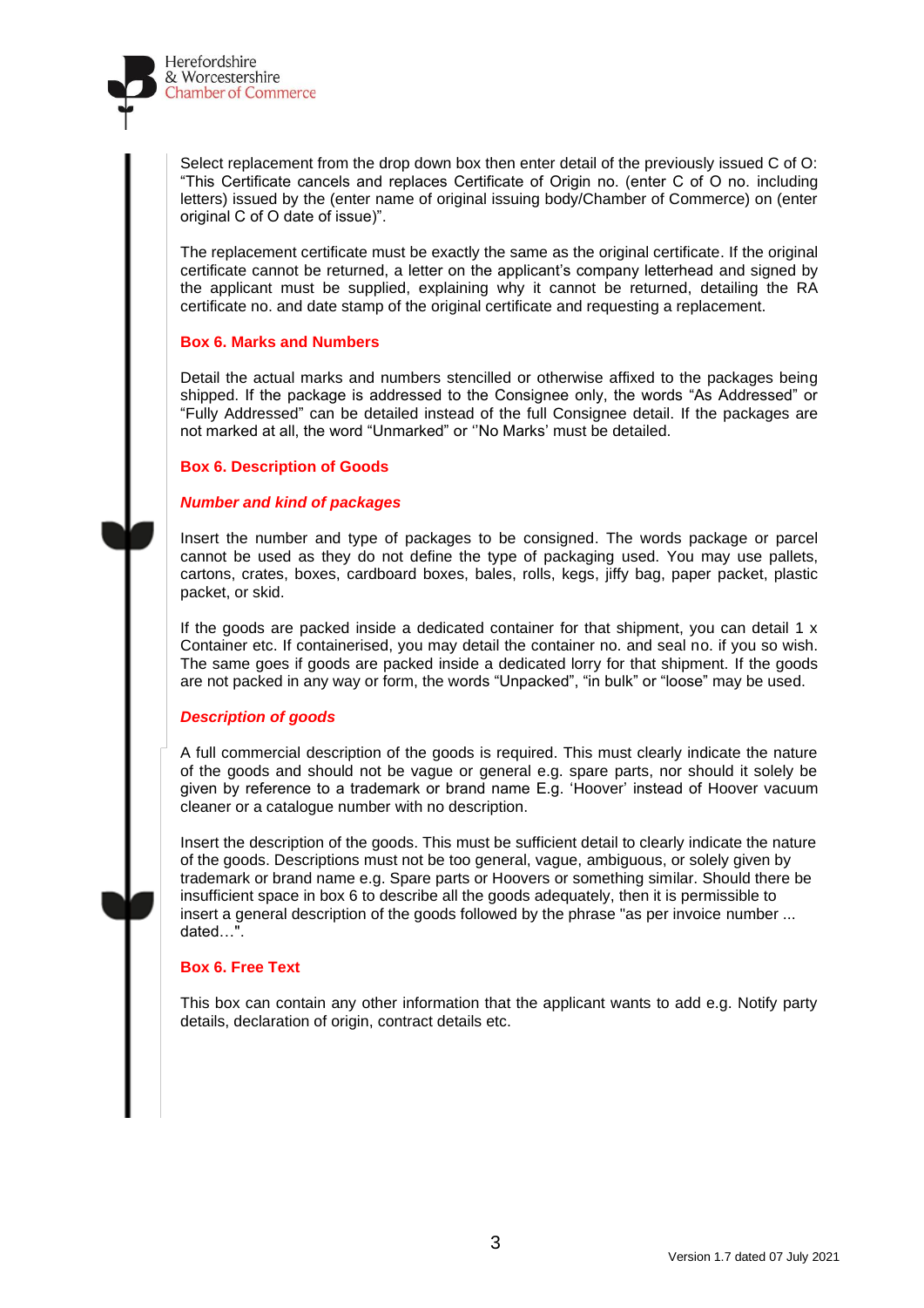Select replacement from the drop down box then enter detail of the previously issued C of O: "This Certificate cancels and replaces Certificate of Origin no. (enter C of O no. including letters) issued by the (enter name of original issuing body/Chamber of Commerce) on (enter original C of O date of issue)".

The replacement certificate must be exactly the same as the original certificate. If the original certificate cannot be returned, a letter on the applicant's company letterhead and signed by the applicant must be supplied, explaining why it cannot be returned, detailing the RA certificate no. and date stamp of the original certificate and requesting a replacement.

### Box 6. Marks and Numbers

Detail the actual marks and numbers stencilled or otherwise affixed to the packages being shipped. If the package is addressed to the Consignee only, the words "As Addressed" or "Fully Addressed" can be detailed instead of the full Consignee detail. If the packages are not marked at all, the word "Unmarked" or ''No Marks' must be detailed.

### Box 6. Description of Goods

#### *Number and kind of packages*

Insert the number and type of packages to be consigned. The words package or parcel cannot be used as they do not define the type of packaging used. You may use pallets, cartons, crates, boxes, cardboard boxes, bales, rolls, kegs, jiffy bag, paper packet, plastic packet, or skid.

If the goods are packed inside a dedicated container for that shipment, you can detail 1 x Container etc. If containerised, you may detail the container no. and seal no. if you so wish. The same goes if goods are packed inside a dedicated lorry for that shipment. If the goods are not packed in any way or form, the words "Unpacked", "in bulk" or "loose" may be used.

#### *Description of goods*

A full commercial description of the goods is required. This must clearly indicate the nature of the goods and should not be vague or general e.g. spare parts, nor should it solely be given by reference to a trademark or brand name E.g. 'Hoover' instead of Hoover vacuum cleaner or a catalogue number with no description.

Insert the description of the goods. This must be sufficient detail to clearly indicate the nature of the goods. Descriptions must not be too general, vague, ambiguous, or solely given by trademark or brand name e.g. Spare parts or Hoovers or something similar. Should there be insufficient space in box 6 to describe all the goods adequately, then it is permissible to insert a general description of the goods followed by the phrase "as per invoice number ... dated…".

### Box 6. Free Text

This box can contain any other information that the applicant wants to add e.g. Notify party details, declaration of origin, contract details etc.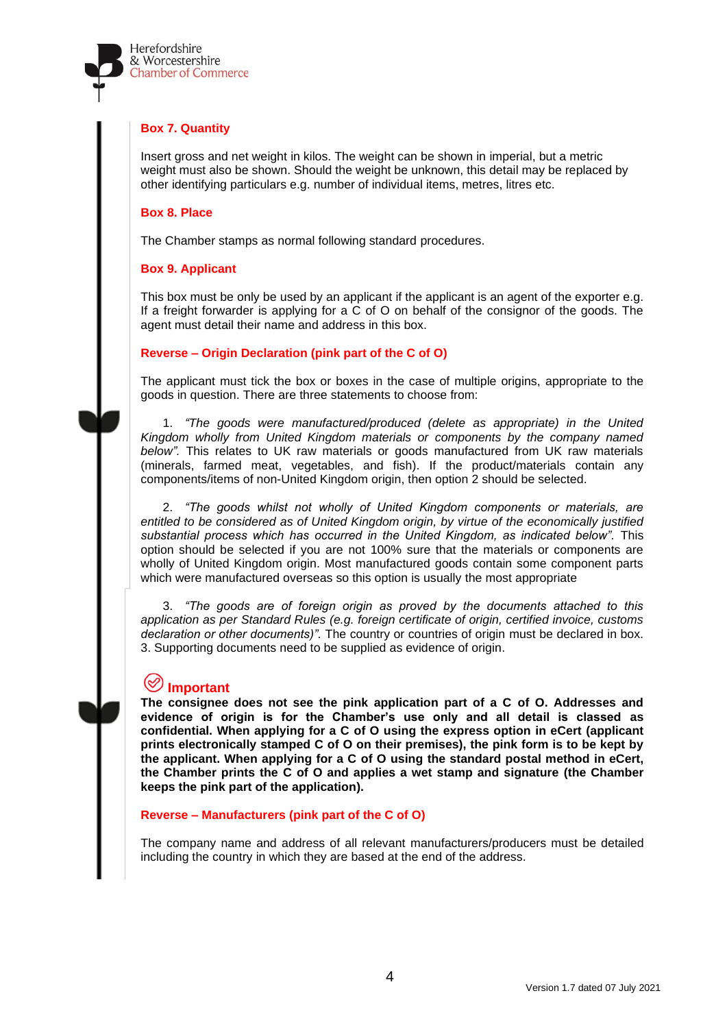### Box 7. Quantity

Insert gross and net weight in kilos. The weight can be shown in imperial, but a metric weight must also be shown. Should the weight be unknown, this detail may be replaced by other identifying particulars e.g. number of individual items, metres, litres etc.

### Box 8. Place

The Chamber stamps as normal following standard procedures.

### Box 9. Applicant

This box must be only be used by an applicant if the applicant is an agent of the exporter e.g. If a freight forwarder is applying for a C of O on behalf of the consignor of the goods. The agent must detail their name and address in this box.

### Reverse – Origin Declaration (pink part of the C of O)

The applicant must tick the box or boxes in the case of multiple origins, appropriate to the goods in question. There are three statements to choose from:

1. *"The goods were manufactured/produced (delete as appropriate) in the United Kingdom wholly from United Kingdom materials or components by the company named below".* This relates to UK raw materials or goods manufactured from UK raw materials (minerals, farmed meat, vegetables, and fish). If the product/materials contain any components/items of non-United Kingdom origin, then option 2 should be selected.

2. *"The goods whilst not wholly of United Kingdom components or materials, are entitled to be considered as of United Kingdom origin, by virtue of the economically justified substantial process which has occurred in the United Kingdom, as indicated below".* This option should be selected if you are not 100% sure that the materials or components are wholly of United Kingdom origin. Most manufactured goods contain some component parts which were manufactured overseas so this option is usually the most appropriate

3. *"The goods are of foreign origin as proved by the documents attached to this application as per Standard Rules (e.g. foreign certificate of origin, certified invoice, customs declaration or other documents)".* The country or countries of origin must be declared in box. 3. Supporting documents need to be supplied as evidence of origin.

### Important

**The consignee does not see the pink application part of a C of O. Addresses and evidence of origin is for the Chamber's use only and all detail is classed as confidential. When applying for a C of O using the express option in eCert (applicant prints electronically stamped C of O on their premises), the pink form is to be kept by the applicant. When applying for a C of O using the standard postal method in eCert, the Chamber prints the C of O and applies a wet stamp and signature (the Chamber keeps the pink part of the application).**

### Reverse – Manufacturers (pink part of the C of O)

The company name and address of all relevant manufacturers/producers must be detailed including the country in which they are based at the end of the address.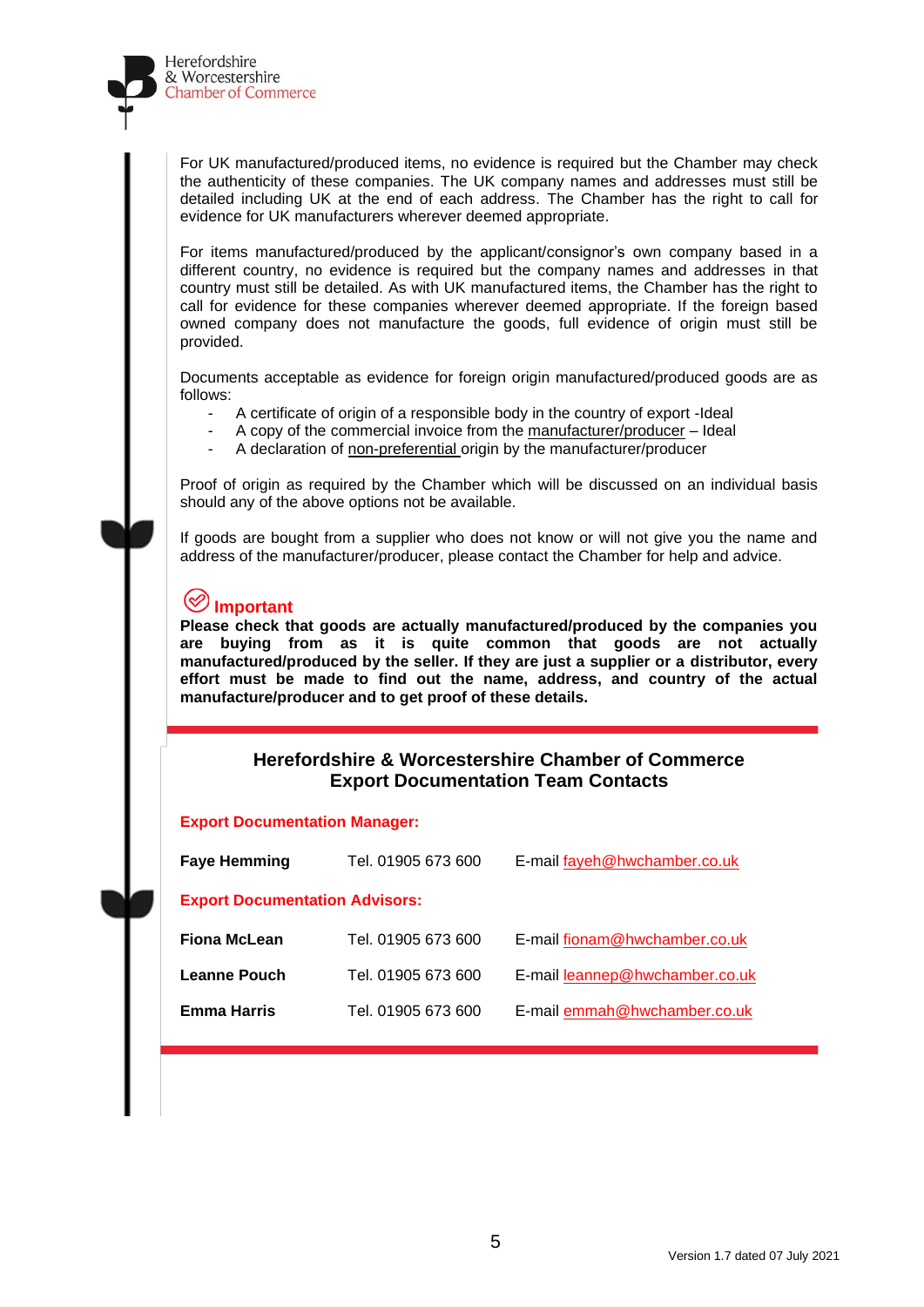For UK manufactured/produced items, no evidence is required but the Chamber may check the authenticity of these companies. The UK company names and addresses must still be detailed including UK at the end of each address. The Chamber has the right to call for evidence for UK manufacturers wherever deemed appropriate.

For items manufactured/produced by the applicant/consignor's own company based in a different country, no evidence is required but the company names and addresses in that country must still be detailed. As with UK manufactured items, the Chamber has the right to call for evidence for these companies wherever deemed appropriate. If the foreign based owned company does not manufacture the goods, full evidence of origin must still be provided.

Documents acceptable as evidence for foreign origin manufactured/produced goods are as follows:

- A certificate of origin of a responsible body in the country of export -Ideal
- A copy of the commercial invoice from the manufacturer/producer – Ideal
- A declaration of non-preferential origin by the manufacturer/producer

Proof of origin as required by the Chamber which will be discussed on an individual basis should any of the above options not be available.

If goods are bought from a supplier who does not know or will not give you the name and address of the manufacturer/producer, please contact the Chamber for help and advice.

### Important

**Please check that goods are actually manufactured/produced by the companies you are buying from as it is quite common that goods are not actually manufactured/produced by the seller. If they are just a supplier or a distributor, every effort must be made to find out the name, address, and country of the actual manufacture/producer and to get proof of these details.**

## Herefordshire & Worcestershire Chamber of Commerce
## Export Documentation Team Contacts

**Export Documentation Manager:**

| | | |
|---|---|---|
| **Faye Hemming** | Tel. 01905 673 600 | E-mail fayeh@hwchamber.co.uk |

**Export Documentation Advisors:**

| | | |
|---|---|---|
| **Fiona McLean** | Tel. 01905 673 600 | E-mail fionam@hwchamber.co.uk |
| **Leanne Pouch** | Tel. 01905 673 600 | E-mail leannep@hwchamber.co.uk |
| **Emma Harris** | Tel. 01905 673 600 | E-mail emmah@hwchamber.co.uk |